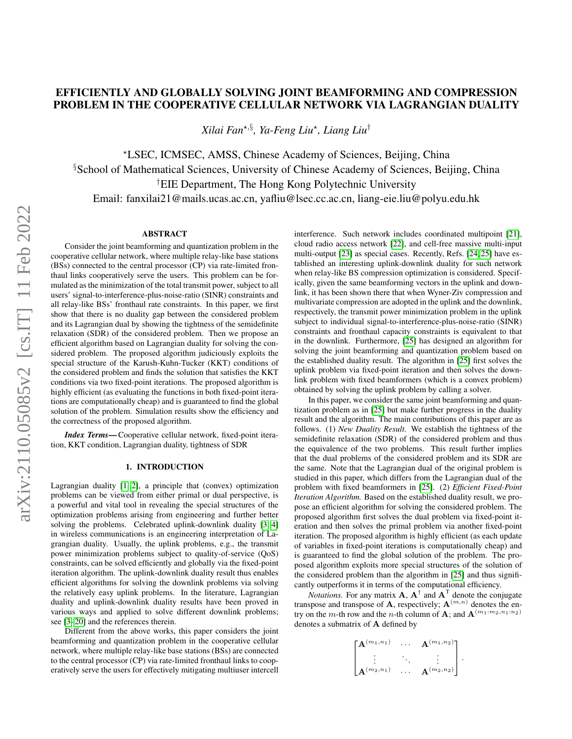# EFFICIENTLY AND GLOBALLY SOLVING JOINT BEAMFORMING AND COMPRESSION PROBLEM IN THE COOPERATIVE CELLULAR NETWORK VIA LAGRANGIAN DUALITY

*Xilai Fan*[⋆,§], *Ya-Feng Liu*[⋆], *Liang Liu*[†]

[⋆]LSEC, ICMSEC, AMSS, Chinese Academy of Sciences, Beijing, China
[§]School of Mathematical Sciences, University of Chinese Academy of Sciences, Beijing, China
[†]EIE Department, The Hong Kong Polytechnic University
Email: fanxilai21@mails.ucas.ac.cn, yafliu@lsec.cc.ac.cn, liang-eie.liu@polyu.edu.hk

## ABSTRACT

Consider the joint beamforming and quantization problem in the cooperative cellular network, where multiple relay-like base stations (BSs) connected to the central processor (CP) via rate-limited fronthaul links cooperatively serve the users. This problem can be formulated as the minimization of the total transmit power, subject to all users' signal-to-interference-plus-noise-ratio (SINR) constraints and all relay-like BSs' fronthaul rate constraints. In this paper, we first show that there is no duality gap between the considered problem and its Lagrangian dual by showing the tightness of the semidefinite relaxation (SDR) of the considered problem. Then we propose an efficient algorithm based on Lagrangian duality for solving the considered problem. The proposed algorithm judiciously exploits the special structure of the Karush-Kuhn-Tucker (KKT) conditions of the considered problem and finds the solution that satisfies the KKT conditions via two fixed-point iterations. The proposed algorithm is highly efficient (as evaluating the functions in both fixed-point iterations are computationally cheap) and is guaranteed to find the global solution of the problem. Simulation results show the efficiency and the correctness of the proposed algorithm.

***Index Terms*—** Cooperative cellular network, fixed-point iteration, KKT condition, Lagrangian duality, tightness of SDR

## 1. INTRODUCTION

Lagrangian duality [1, 2], a principle that (convex) optimization problems can be viewed from either primal or dual perspective, is a powerful and vital tool in revealing the special structures of the optimization problems arising from engineering and further better solving the problems. Celebrated uplink-downlink duality [3, 4] in wireless communications is an engineering interpretation of Lagrangian duality. Usually, the uplink problems, e.g., the transmit power minimization problems subject to quality-of-service (QoS) constraints, can be solved efficiently and globally via the fixed-point iteration algorithm. The uplink-downlink duality result thus enables efficient algorithms for solving the downlink problems via solving the relatively easy uplink problems. In the literature, Lagrangian duality and uplink-downlink duality results have been proved in various ways and applied to solve different downlink problems; see [3–20] and the references therein.

Different from the above works, this paper considers the joint beamforming and quantization problem in the cooperative cellular network, where multiple relay-like base stations (BSs) are connected to the central processor (CP) via rate-limited fronthaul links to cooperatively serve the users for effectively mitigating multiuser intercell interference. Such network includes coordinated multipoint [21], cloud radio access network [22], and cell-free massive multi-input multi-output [23] as special cases. Recently, Refs. [24, 25] have established an interesting uplink-downlink duality for such network when relay-like BS compression optimization is considered. Specifically, given the same beamforming vectors in the uplink and downlink, it has been shown there that when Wyner-Ziv compression and multivariate compression are adopted in the uplink and the downlink, respectively, the transmit power minimization problem in the uplink subject to individual signal-to-interference-plus-noise-ratio (SINR) constraints and fronthaul capacity constraints is equivalent to that in the downlink. Furthermore, [25] has designed an algorithm for solving the joint beamforming and quantization problem based on the established duality result. The algorithm in [25] first solves the uplink problem via fixed-point iteration and then solves the downlink problem with fixed beamformers (which is a convex problem) obtained by solving the uplink problem by calling a solver.

In this paper, we consider the same joint beamforming and quantization problem as in [25] but make further progress in the duality result and the algorithm. The main contributions of this paper are as follows. (1) *New Duality Result.* We establish the tightness of the semidefinite relaxation (SDR) of the considered problem and thus the equivalence of the two problems. This result further implies that the dual problems of the considered problem and its SDR are the same. Note that the Lagrangian dual of the original problem is studied in this paper, which differs from the Lagrangian dual of the problem with fixed beamformers in [25]. (2) *Efficient Fixed-Point Iteration Algorithm.* Based on the established duality result, we propose an efficient algorithm for solving the considered problem. The proposed algorithm first solves the dual problem via fixed-point iteration and then solves the primal problem via another fixed-point iteration. The proposed algorithm is highly efficient (as each update of variables in fixed-point iterations is computationally cheap) and is guaranteed to find the global solution of the problem. The proposed algorithm exploits more special structures of the solution of the considered problem than the algorithm in [25] and thus significantly outperforms it in terms of the computational efficiency.

*Notations.* For any matrix $\mathbf{A}$, $\mathbf{A}^\dagger$ and $\mathbf{A}^\mathsf{T}$ denote the conjugate transpose and transpose of $\mathbf{A}$, respectively; $\mathbf{A}^{(m,n)}$ denotes the entry on the $m$-th row and the $n$-th column of $\mathbf{A}$; and $\mathbf{A}^{(m_1:m_2,n_1:n_2)}$ denotes a submatrix of $\mathbf{A}$ defined by

$$\begin{bmatrix} \mathbf{A}^{(m_1,n_1)} & \dots & \mathbf{A}^{(m_1,n_2)} \\ \vdots & \ddots & \vdots \\ \mathbf{A}^{(m_2,n_1)} & \dots & \mathbf{A}^{(m_2,n_2)} \end{bmatrix}.$$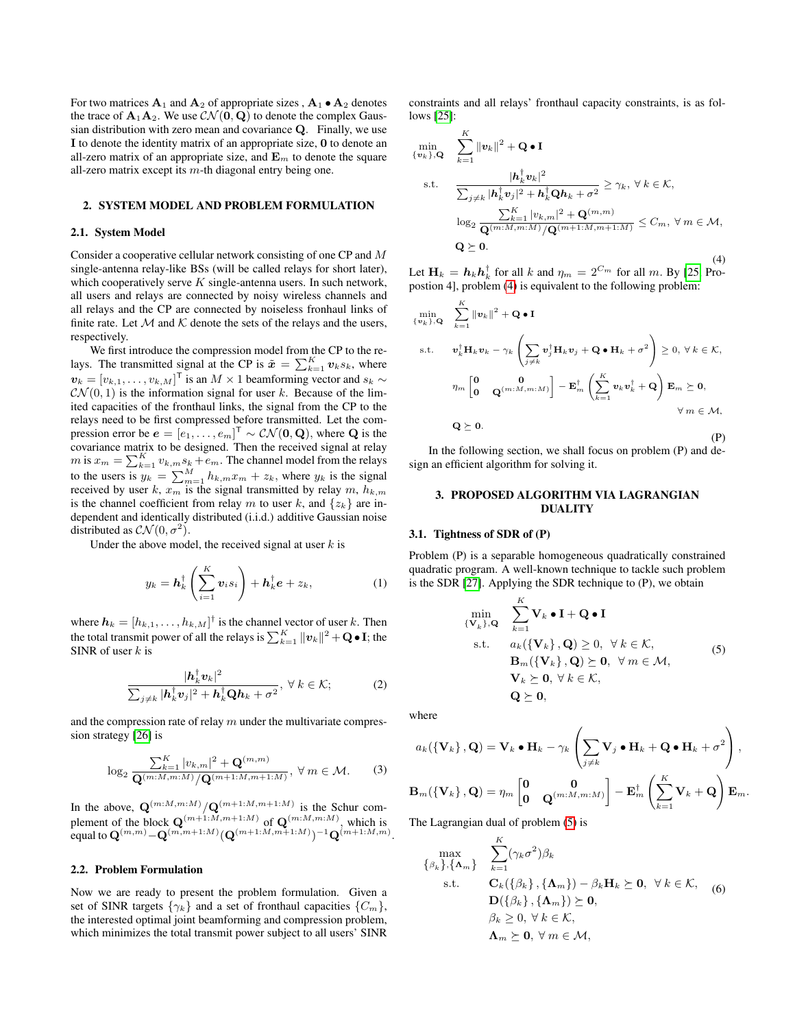For two matrices $\mathbf{A}_1$ and $\mathbf{A}_2$ of appropriate sizes , $\mathbf{A}_1 \bullet \mathbf{A}_2$ denotes the trace of $\mathbf{A}_1\mathbf{A}_2$. We use $\mathcal{CN}(\mathbf{0}, \mathbf{Q})$ to denote the complex Gaussian distribution with zero mean and covariance $\mathbf{Q}$. Finally, we use $\mathbf{I}$ to denote the identity matrix of an appropriate size, $\mathbf{0}$ to denote an all-zero matrix of an appropriate size, and $\mathbf{E}_m$ to denote the square all-zero matrix except its $m$-th diagonal entry being one.

## 2. SYSTEM MODEL AND PROBLEM FORMULATION

### 2.1. System Model

Consider a cooperative cellular network consisting of one CP and $M$ single-antenna relay-like BSs (will be called relays for short later), which cooperatively serve $K$ single-antenna users. In such network, all users and relays are connected by noisy wireless channels and all relays and the CP are connected by noiseless fronhaul links of finite rate. Let $\mathcal{M}$ and $\mathcal{K}$ denote the sets of the relays and the users, respectively.

We first introduce the compression model from the CP to the relays. The transmitted signal at the CP is $\tilde{\boldsymbol{x}} = \sum_{k=1}^{K} \boldsymbol{v}_k s_k$, where $\boldsymbol{v}_k = [v_{k,1}, \ldots, v_{k,M}]^{\mathsf{T}}$ is an $M \times 1$ beamforming vector and $s_k \sim \mathcal{CN}(0, 1)$ is the information signal for user $k$. Because of the limited capacities of the fronthaul links, the signal from the CP to the relays need to be first compressed before transmitted. Let the compression error be $\boldsymbol{e} = [e_1, \ldots, e_m]^{\mathsf{T}} \sim \mathcal{CN}(\mathbf{0}, \mathbf{Q})$, where $\mathbf{Q}$ is the covariance matrix to be designed. Then the received signal at relay $m$ is $x_m = \sum_{k=1}^{K} v_{k,m} s_k + e_m$. The channel model from the relays to the users is $y_k = \sum_{m=1}^{M} h_{k,m} x_m + z_k$, where $y_k$ is the signal received by user $k$, $x_m$ is the signal transmitted by relay $m$, $h_{k,m}$ is the channel coefficient from relay $m$ to user $k$, and $\{z_k\}$ are independent and identically distributed (i.i.d.) additive Gaussian noise distributed as $\mathcal{CN}(0, \sigma^2)$.

Under the above model, the received signal at user $k$ is

$$y_k = \boldsymbol{h}_k^{\dagger} \left( \sum_{i=1}^{K} \boldsymbol{v}_i s_i \right) + \boldsymbol{h}_k^{\dagger} \boldsymbol{e} + z_k, \tag{1}$$

where $\boldsymbol{h}_k = [h_{k,1}, \ldots, h_{k,M}]^{\dagger}$ is the channel vector of user $k$. Then the total transmit power of all the relays is $\sum_{k=1}^{K} \|\boldsymbol{v}_k\|^2 + \mathbf{Q} \bullet \mathbf{I}$; the SINR of user $k$ is

$$\frac{|\boldsymbol{h}_k^{\dagger} \boldsymbol{v}_k|^2}{\sum_{j \neq k} |\boldsymbol{h}_k^{\dagger} \boldsymbol{v}_j|^2 + \boldsymbol{h}_k^{\dagger} \mathbf{Q} \boldsymbol{h}_k + \sigma^2}, \ \forall \, k \in \mathcal{K}; \tag{2}$$

and the compression rate of relay $m$ under the multivariate compression strategy [26] is

$$\log_2 \frac{\sum_{k=1}^{K} |v_{k,m}|^2 + \mathbf{Q}^{(m,m)}}{\mathbf{Q}^{(m:M,m:M)} / \mathbf{Q}^{(m+1:M,m+1:M)}}, \ \forall \, m \in \mathcal{M}. \tag{3}$$

In the above, $\mathbf{Q}^{(m:M,m:M)} / \mathbf{Q}^{(m+1:M,m+1:M)}$ is the Schur complement of the block $\mathbf{Q}^{(m+1:M,m+1:M)}$ of $\mathbf{Q}^{(m:M,m:M)}$, which is equal to $\mathbf{Q}^{(m,m)} - \mathbf{Q}^{(m,m+1:M)} (\mathbf{Q}^{(m+1:M,m+1:M)})^{-1} \mathbf{Q}^{(m+1:M,m)}$.

### 2.2. Problem Formulation

Now we are ready to present the problem formulation. Given a set of SINR targets $\{\gamma_k\}$ and a set of fronthaul capacities $\{C_m\}$, the interested optimal joint beamforming and compression problem, which minimizes the total transmit power subject to all users' SINR constraints and all relays' fronthaul capacity constraints, is as follows [25]:

$$\begin{aligned}
\min_{\{\boldsymbol{v}_k\}, \mathbf{Q}} \quad & \sum_{k=1}^{K} \|\boldsymbol{v}_k\|^2 + \mathbf{Q} \bullet \mathbf{I} \\
\text{s.t.} \quad & \frac{|\boldsymbol{h}_k^{\dagger} \boldsymbol{v}_k|^2}{\sum_{j \neq k} |\boldsymbol{h}_k^{\dagger} \boldsymbol{v}_j|^2 + \boldsymbol{h}_k^{\dagger} \mathbf{Q} \boldsymbol{h}_k + \sigma^2} \geq \gamma_k, \ \forall \, k \in \mathcal{K}, \\
& \log_2 \frac{\sum_{k=1}^{K} |v_{k,m}|^2 + \mathbf{Q}^{(m,m)}}{\mathbf{Q}^{(m:M,m:M)} / \mathbf{Q}^{(m+1:M,m+1:M)}} \leq C_m, \ \forall \, m \in \mathcal{M}, \\
& \mathbf{Q} \succeq \mathbf{0}.
\end{aligned} \tag{4}$$

Let $\mathbf{H}_k = \boldsymbol{h}_k \boldsymbol{h}_k^{\dagger}$ for all $k$ and $\eta_m = 2^{C_m}$ for all $m$. By [25, Propostion 4], problem (4) is equivalent to the following problem:

$$\begin{aligned}
\min_{\{\boldsymbol{v}_k\}, \mathbf{Q}} \quad & \sum_{k=1}^{K} \|\boldsymbol{v}_k\|^2 + \mathbf{Q} \bullet \mathbf{I} \\
\text{s.t.} \quad & \boldsymbol{v}_k^{\dagger} \mathbf{H}_k \boldsymbol{v}_k - \gamma_k \left( \sum_{j \neq k} \boldsymbol{v}_j^{\dagger} \mathbf{H}_k \boldsymbol{v}_j + \mathbf{Q} \bullet \mathbf{H}_k + \sigma^2 \right) \geq 0, \ \forall \, k \in \mathcal{K}, \\
& \eta_m \begin{bmatrix} \mathbf{0} & \mathbf{0} \\ \mathbf{0} & \mathbf{Q}^{(m:M,m:M)} \end{bmatrix} - \mathbf{E}_m^{\dagger} \left( \sum_{k=1}^{K} \boldsymbol{v}_k \boldsymbol{v}_k^{\dagger} + \mathbf{Q} \right) \mathbf{E}_m \succeq \mathbf{0}, \\
& \qquad \qquad \forall \, m \in \mathcal{M}, \\
& \mathbf{Q} \succeq \mathbf{0}.
\end{aligned} \tag{P}$$

In the following section, we shall focus on problem (P) and design an efficient algorithm for solving it.

## 3. PROPOSED ALGORITHM VIA LAGRANGIAN DUALITY

### 3.1. Tightness of SDR of (P)

Problem (P) is a separable homogeneous quadratically constrained quadratic program. A well-known technique to tackle such problem is the SDR [27]. Applying the SDR technique to (P), we obtain

$$\begin{aligned}
\min_{\{\mathbf{V}_k\}, \mathbf{Q}} \quad & \sum_{k=1}^{K} \mathbf{V}_k \bullet \mathbf{I} + \mathbf{Q} \bullet \mathbf{I} \\
\text{s.t.} \quad & a_k(\{\mathbf{V}_k\}, \mathbf{Q}) \geq 0, \ \forall \, k \in \mathcal{K}, \\
& \mathbf{B}_m(\{\mathbf{V}_k\}, \mathbf{Q}) \succeq \mathbf{0}, \ \forall \, m \in \mathcal{M}, \\
& \mathbf{V}_k \succeq \mathbf{0}, \ \forall \, k \in \mathcal{K}, \\
& \mathbf{Q} \succeq \mathbf{0},
\end{aligned} \tag{5}$$

where

$$a_k(\{\mathbf{V}_k\}, \mathbf{Q}) = \mathbf{V}_k \bullet \mathbf{H}_k - \gamma_k \left( \sum_{j \neq k} \mathbf{V}_j \bullet \mathbf{H}_k + \mathbf{Q} \bullet \mathbf{H}_k + \sigma^2 \right),$$

$$\mathbf{B}_m(\{\mathbf{V}_k\}, \mathbf{Q}) = \eta_m \begin{bmatrix} \mathbf{0} & \mathbf{0} \\ \mathbf{0} & \mathbf{Q}^{(m:M,m:M)} \end{bmatrix} - \mathbf{E}_m^{\dagger} \left( \sum_{k=1}^{K} \mathbf{V}_k + \mathbf{Q} \right) \mathbf{E}_m.$$

The Lagrangian dual of problem (5) is

$$\begin{aligned}
\max_{\{\beta_k\}, \{\mathbf{\Lambda}_m\}} \quad & \sum_{k=1}^{K} (\gamma_k \sigma^2) \beta_k \\
\text{s.t.} \quad & \mathbf{C}_k(\{\beta_k\}, \{\mathbf{\Lambda}_m\}) - \beta_k \mathbf{H}_k \succeq \mathbf{0}, \ \forall \, k \in \mathcal{K}, \\
& \mathbf{D}(\{\beta_k\}, \{\mathbf{\Lambda}_m\}) \succeq \mathbf{0}, \\
& \beta_k \geq 0, \ \forall \, k \in \mathcal{K}, \\
& \mathbf{\Lambda}_m \succeq \mathbf{0}, \ \forall \, m \in \mathcal{M},
\end{aligned} \tag{6}$$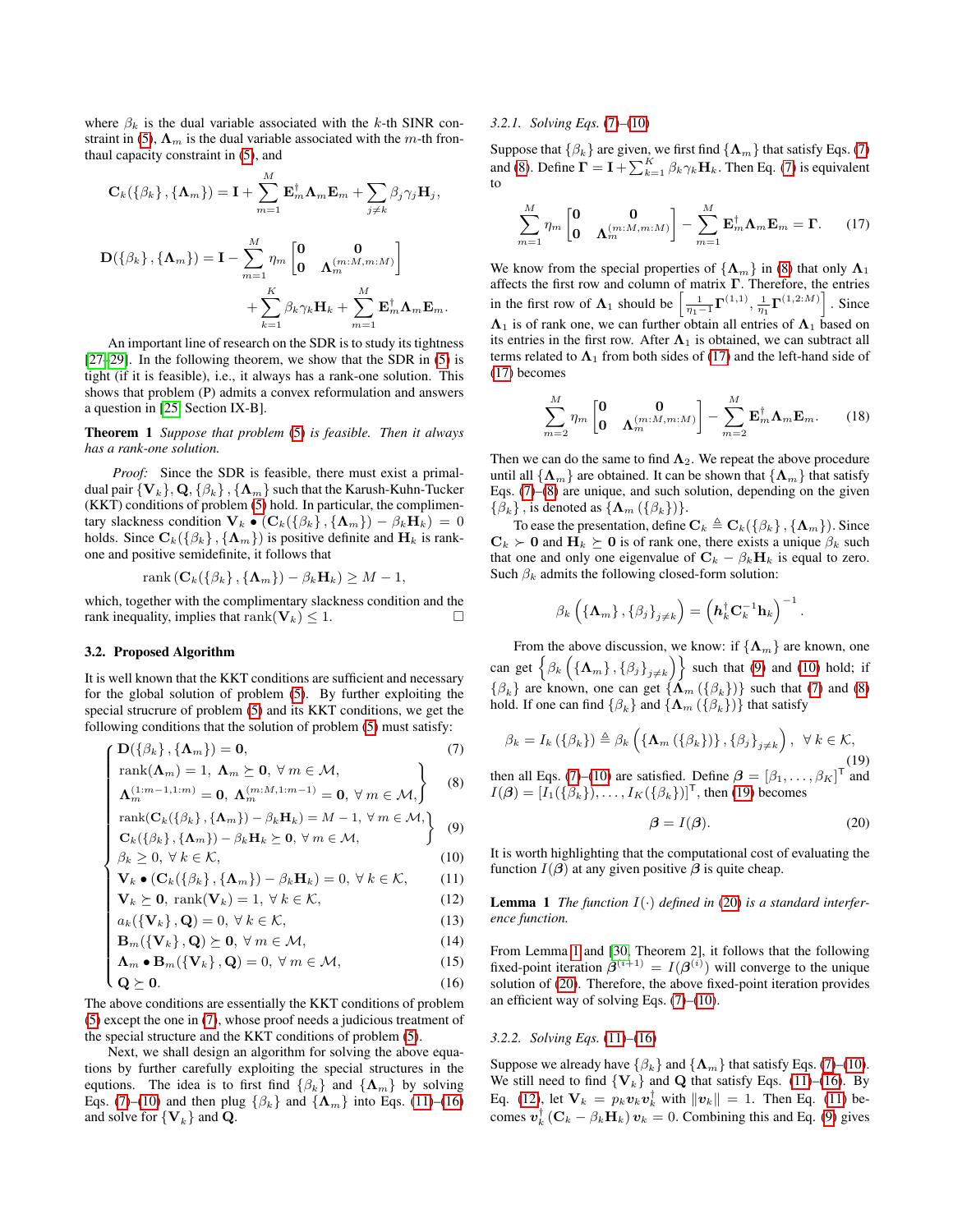where $\beta_k$ is the dual variable associated with the $k$-th SINR constraint in (5), $\mathbf{\Lambda}_m$ is the dual variable associated with the $m$-th fronthaul capacity constraint in (5), and

$$\mathbf{C}_k(\{\beta_k\},\{\mathbf{\Lambda}_m\}) = \mathbf{I} + \sum_{m=1}^{M} \mathbf{E}_m^\dagger \mathbf{\Lambda}_m \mathbf{E}_m + \sum_{j\neq k} \beta_j \gamma_j \mathbf{H}_j,$$

$$\mathbf{D}(\{\beta_k\},\{\mathbf{\Lambda}_m\}) = \mathbf{I} - \sum_{m=1}^{M} \eta_m \begin{bmatrix} \mathbf{0} & \mathbf{0} \\ \mathbf{0} & \mathbf{\Lambda}_m^{(m:M,m:M)} \end{bmatrix} + \sum_{k=1}^{K} \beta_k \gamma_k \mathbf{H}_k + \sum_{m=1}^{M} \mathbf{E}_m^\dagger \mathbf{\Lambda}_m \mathbf{E}_m.$$

An important line of research on the SDR is to study its tightness [27–29]. In the following theorem, we show that the SDR in (5) is tight (if it is feasible), i.e., it always has a rank-one solution. This shows that problem (P) admits a convex reformulation and answers a question in [25, Section IX-B].

**Theorem 1** *Suppose that problem (5) is feasible. Then it always has a rank-one solution.*

*Proof:* Since the SDR is feasible, there must exist a primal-dual pair $\{\mathbf{V}_k\}, \mathbf{Q}, \{\beta_k\}, \{\mathbf{\Lambda}_m\}$ such that the Karush-Kuhn-Tucker (KKT) conditions of problem (5) hold. In particular, the complimentary slackness condition $\mathbf{V}_k \bullet (\mathbf{C}_k(\{\beta_k\},\{\mathbf{\Lambda}_m\}) - \beta_k \mathbf{H}_k) = 0$ holds. Since $\mathbf{C}_k(\{\beta_k\},\{\mathbf{\Lambda}_m\})$ is positive definite and $\mathbf{H}_k$ is rank-one and positive semidefinite, it follows that

$$\text{rank}\left(\mathbf{C}_k(\{\beta_k\},\{\mathbf{\Lambda}_m\}) - \beta_k \mathbf{H}_k\right) \geq M-1,$$

which, together with the complimentary slackness condition and the rank inequality, implies that $\text{rank}(\mathbf{V}_k) \leq 1$. □

### 3.2. Proposed Algorithm

It is well known that the KKT conditions are sufficient and necessary for the global solution of problem (5). By further exploiting the special strucrure of problem (5) and its KKT conditions, we get the following conditions that the solution of problem (5) must satisfy:

$$\begin{cases} \mathbf{D}(\{\beta_k\},\{\mathbf{\Lambda}_m\}) = \mathbf{0}, & (7) \\ \left.\begin{array}{l} \text{rank}(\mathbf{\Lambda}_m) = 1,\ \mathbf{\Lambda}_m \succeq \mathbf{0},\ \forall\, m \in \mathcal{M}, \\ \mathbf{\Lambda}_m^{(1:m-1,1:m)} = \mathbf{0},\ \mathbf{\Lambda}_m^{(m:M,1:m-1)} = \mathbf{0},\ \forall\, m \in \mathcal{M}, \end{array}\right\} & (8) \\ \left.\begin{array}{l} \text{rank}(\mathbf{C}_k(\{\beta_k\},\{\mathbf{\Lambda}_m\}) - \beta_k \mathbf{H}_k) = M-1,\ \forall\, m \in \mathcal{M}, \\ \mathbf{C}_k(\{\beta_k\},\{\mathbf{\Lambda}_m\}) - \beta_k \mathbf{H}_k \succeq \mathbf{0},\ \forall\, m \in \mathcal{M}, \end{array}\right\} & (9) \\ \beta_k \geq 0,\ \forall\, k \in \mathcal{K}, & (10) \\ \mathbf{V}_k \bullet (\mathbf{C}_k(\{\beta_k\},\{\mathbf{\Lambda}_m\}) - \beta_k \mathbf{H}_k) = 0,\ \forall\, k \in \mathcal{K}, & (11) \\ \mathbf{V}_k \succeq \mathbf{0},\ \text{rank}(\mathbf{V}_k) = 1,\ \forall\, k \in \mathcal{K}, & (12) \\ a_k(\{\mathbf{V}_k\},\mathbf{Q}) = 0,\ \forall\, k \in \mathcal{K}, & (13) \\ \mathbf{B}_m(\{\mathbf{V}_k\},\mathbf{Q}) \succeq \mathbf{0},\ \forall\, m \in \mathcal{M}, & (14) \\ \mathbf{\Lambda}_m \bullet \mathbf{B}_m(\{\mathbf{V}_k\},\mathbf{Q}) = 0,\ \forall\, m \in \mathcal{M}, & (15) \\ \mathbf{Q} \succeq \mathbf{0}. & (16) \end{cases}$$

The above conditions are essentially the KKT conditions of problem (5) except the one in (7), whose proof needs a judicious treatment of the special structure and the KKT conditions of problem (5).

Next, we shall design an algorithm for solving the above equations by further carefully exploiting the special structures in the equations. The idea is to first find $\{\beta_k\}$ and $\{\mathbf{\Lambda}_m\}$ by solving Eqs. (7)–(10) and then plug $\{\beta_k\}$ and $\{\mathbf{\Lambda}_m\}$ into Eqs. (11)–(16) and solve for $\{\mathbf{V}_k\}$ and $\mathbf{Q}$.

#### 3.2.1. Solving Eqs. (7)–(10)

Suppose that $\{\beta_k\}$ are given, we first find $\{\mathbf{\Lambda}_m\}$ that satisfy Eqs. (7) and (8). Define $\mathbf{\Gamma} = \mathbf{I} + \sum_{k=1}^{K} \beta_k \gamma_k \mathbf{H}_k$. Then Eq. (7) is equivalent to

$$\sum_{m=1}^{M} \eta_m \begin{bmatrix} \mathbf{0} & \mathbf{0} \\ \mathbf{0} & \mathbf{\Lambda}_m^{(m:M,m:M)} \end{bmatrix} - \sum_{m=1}^{M} \mathbf{E}_m^\dagger \mathbf{\Lambda}_m \mathbf{E}_m = \mathbf{\Gamma}. \tag{17}$$

We know from the special properties of $\{\mathbf{\Lambda}_m\}$ in (8) that only $\mathbf{\Lambda}_1$ affects the first row and column of matrix $\mathbf{\Gamma}$. Therefore, the entries in the first row of $\mathbf{\Lambda}_1$ should be $\left[\frac{1}{\eta_1 - 1}\mathbf{\Gamma}^{(1,1)}, \frac{1}{\eta_1}\mathbf{\Gamma}^{(1,2:M)}\right]$. Since $\mathbf{\Lambda}_1$ is of rank one, we can further obtain all entries of $\mathbf{\Lambda}_1$ based on its entries in the first row. After $\mathbf{\Lambda}_1$ is obtained, we can subtract all terms related to $\mathbf{\Lambda}_1$ from both sides of (17) and the left-hand side of (17) becomes

$$\sum_{m=2}^{M} \eta_m \begin{bmatrix} \mathbf{0} & \mathbf{0} \\ \mathbf{0} & \mathbf{\Lambda}_m^{(m:M,m:M)} \end{bmatrix} - \sum_{m=2}^{M} \mathbf{E}_m^\dagger \mathbf{\Lambda}_m \mathbf{E}_m. \tag{18}$$

Then we can do the same to find $\mathbf{\Lambda}_2$. We repeat the above procedure until all $\{\mathbf{\Lambda}_m\}$ are obtained. It can be shown that $\{\mathbf{\Lambda}_m\}$ that satisfy Eqs. (7)–(8) are unique, and such solution, depending on the given $\{\beta_k\}$, is denoted as $\{\mathbf{\Lambda}_m(\{\beta_k\})\}$.

To ease the presentation, define $\mathbf{C}_k \triangleq \mathbf{C}_k(\{\beta_k\},\{\mathbf{\Lambda}_m\})$. Since $\mathbf{C}_k \succ \mathbf{0}$ and $\mathbf{H}_k \succeq \mathbf{0}$ is of rank one, there exists a unique $\beta_k$ such that one and only one eigenvalue of $\mathbf{C}_k - \beta_k \mathbf{H}_k$ is equal to zero. Such $\beta_k$ admits the following closed-form solution:

$$\beta_k\left(\{\mathbf{\Lambda}_m\},\{\beta_j\}_{j\neq k}\right) = \left(\boldsymbol{h}_k^\dagger \mathbf{C}_k^{-1} \mathbf{h}_k\right)^{-1}.$$

From the above discussion, we know: if $\{\mathbf{\Lambda}_m\}$ are known, one can get $\left\{\beta_k\left(\{\mathbf{\Lambda}_m\},\{\beta_j\}_{j\neq k}\right)\right\}$ such that (9) and (10) hold; if $\{\beta_k\}$ are known, one can get $\{\mathbf{\Lambda}_m(\{\beta_k\})\}$ such that (7) and (8) hold. If one can find $\{\beta_k\}$ and $\{\mathbf{\Lambda}_m(\{\beta_k\})\}$ that satisfy

$$\beta_k = I_k(\{\beta_k\}) \triangleq \beta_k\left(\{\mathbf{\Lambda}_m(\{\beta_k\})\},\{\beta_j\}_{j\neq k}\right),\ \forall\, k \in \mathcal{K}, \tag{19}$$

then all Eqs. (7)–(10) are satisfied. Define $\boldsymbol{\beta} = [\beta_1,\ldots,\beta_K]^\mathsf{T}$ and $I(\boldsymbol{\beta}) = [I_1(\{\beta_k\}),\ldots,I_K(\{\beta_k\})]^\mathsf{T}$, then (19) becomes

$$\boldsymbol{\beta} = I(\boldsymbol{\beta}). \tag{20}$$

It is worth highlighting that the computational cost of evaluating the function $I(\boldsymbol{\beta})$ at any given positive $\boldsymbol{\beta}$ is quite cheap.

**Lemma 1** *The function $I(\cdot)$ defined in (20) is a standard interference function.*

From Lemma 1 and [30, Theorem 2], it follows that the following fixed-point iteration $\boldsymbol{\beta}^{(i+1)} = I(\boldsymbol{\beta}^{(i)})$ will converge to the unique solution of (20). Therefore, the above fixed-point iteration provides an efficient way of solving Eqs. (7)–(10).

#### 3.2.2. Solving Eqs. (11)–(16)

Suppose we already have $\{\beta_k\}$ and $\{\mathbf{\Lambda}_m\}$ that satisfy Eqs. (7)–(10). We still need to find $\{\mathbf{V}_k\}$ and $\mathbf{Q}$ that satisfy Eqs. (11)–(16). By Eq. (12), let $\mathbf{V}_k = p_k \boldsymbol{v}_k \boldsymbol{v}_k^\dagger$ with $\|\boldsymbol{v}_k\| = 1$. Then Eq. (11) becomes $\boldsymbol{v}_k^\dagger (\mathbf{C}_k - \beta_k \mathbf{H}_k) \boldsymbol{v}_k = 0$. Combining this and Eq. (9) gives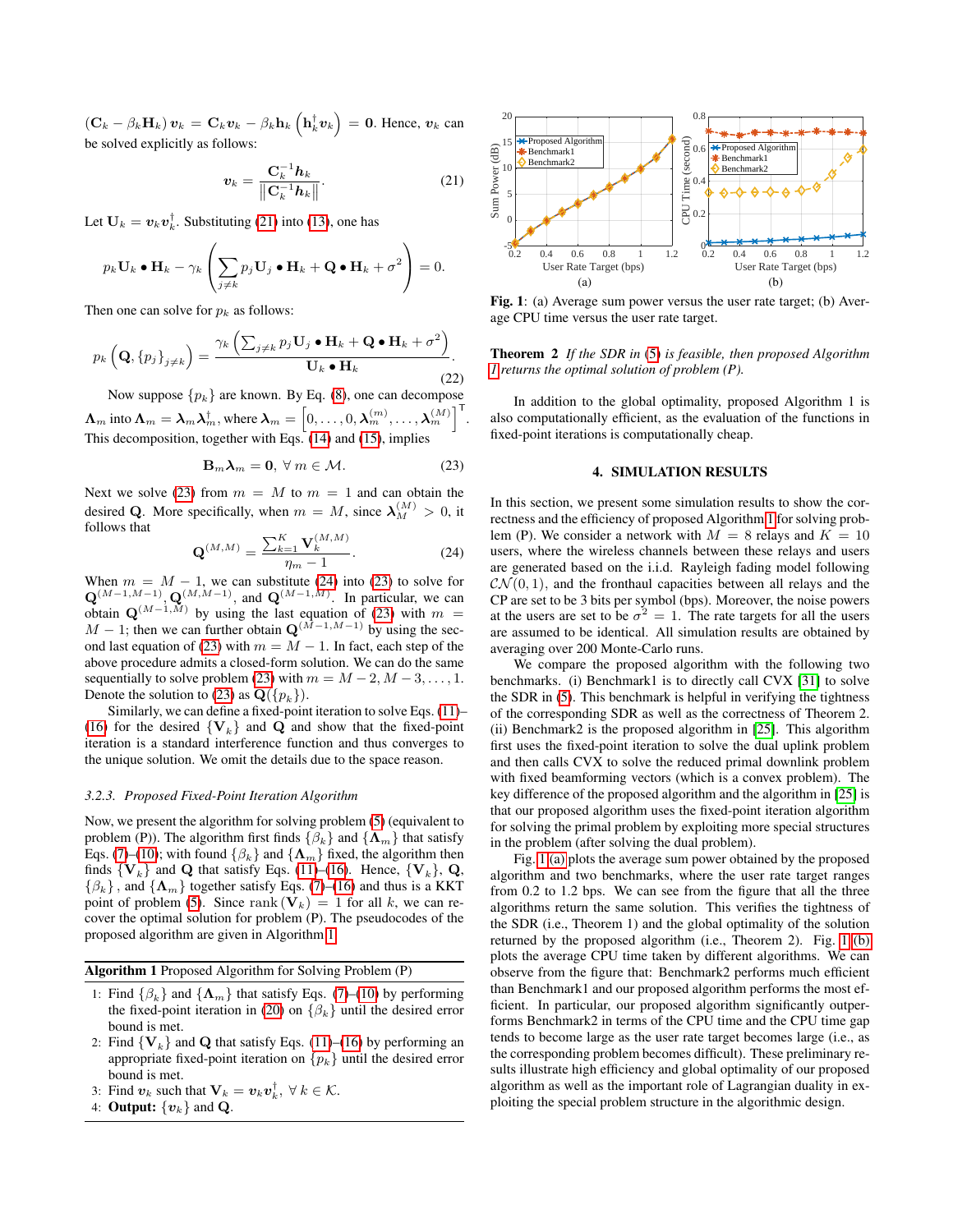$(\mathbf{C}_k - \beta_k \mathbf{H}_k) \boldsymbol{v}_k = \mathbf{C}_k \boldsymbol{v}_k - \beta_k \mathbf{h}_k \left(\mathbf{h}_k^\dagger \boldsymbol{v}_k\right) = \mathbf{0}$. Hence, $\boldsymbol{v}_k$ can be solved explicitly as follows:

$$\boldsymbol{v}_k = \frac{\mathbf{C}_k^{-1} \boldsymbol{h}_k}{\left\|\mathbf{C}_k^{-1} \boldsymbol{h}_k\right\|}. \tag{21}$$

Let $\mathbf{U}_k = \boldsymbol{v}_k \boldsymbol{v}_k^\dagger$. Substituting (21) into (13), one has

$$p_k \mathbf{U}_k \bullet \mathbf{H}_k - \gamma_k \left( \sum_{j \neq k} p_j \mathbf{U}_j \bullet \mathbf{H}_k + \mathbf{Q} \bullet \mathbf{H}_k + \sigma^2 \right) = 0.$$

Then one can solve for $p_k$ as follows:

$$p_k \left(\mathbf{Q}, \{p_j\}_{j \neq k}\right) = \frac{\gamma_k \left( \sum_{j \neq k} p_j \mathbf{U}_j \bullet \mathbf{H}_k + \mathbf{Q} \bullet \mathbf{H}_k + \sigma^2 \right)}{\mathbf{U}_k \bullet \mathbf{H}_k}. \tag{22}$$

Now suppose $\{p_k\}$ are known. By Eq. (8), one can decompose $\boldsymbol{\Lambda}_m$ into $\boldsymbol{\Lambda}_m = \boldsymbol{\lambda}_m \boldsymbol{\lambda}_m^\dagger$, where $\boldsymbol{\lambda}_m = \left[0, \ldots, 0, \boldsymbol{\lambda}_m^{(m)}, \ldots, \boldsymbol{\lambda}_m^{(M)}\right]^\mathsf{T}$. This decomposition, together with Eqs. (14) and (15), implies

$$\mathbf{B}_m \boldsymbol{\lambda}_m = \mathbf{0}, \ \forall\, m \in \mathcal{M}. \tag{23}$$

Next we solve (23) from $m = M$ to $m = 1$ and can obtain the desired $\mathbf{Q}$. More specifically, when $m = M$, since $\boldsymbol{\lambda}_M^{(M)} > 0$, it follows that

$$\mathbf{Q}^{(M,M)} = \frac{\sum_{k=1}^K \mathbf{V}_k^{(M,M)}}{\eta_m - 1}. \tag{24}$$

When $m = M-1$, we can substitute (24) into (23) to solve for $\mathbf{Q}^{(M-1,M-1)}$, $\mathbf{Q}^{(M,M-1)}$, and $\mathbf{Q}^{(M-1,M)}$. In particular, we can obtain $\mathbf{Q}^{(M-1,M)}$ by using the last equation of (23) with $m = M-1$; then we can further obtain $\mathbf{Q}^{(M-1,M-1)}$ by using the second last equation of (23) with $m = M-1$. In fact, each step of the above procedure admits a closed-form solution. We can do the same sequentially to solve problem (23) with $m = M-2, M-3, \ldots, 1$. Denote the solution to (23) as $\mathbf{Q}(\{p_k\})$.

Similarly, we can define a fixed-point iteration to solve Eqs. (11)–(16) for the desired $\{\mathbf{V}_k\}$ and $\mathbf{Q}$ and show that the fixed-point iteration is a standard interference function and thus converges to the unique solution. We omit the details due to the space reason.

#### 3.2.3. Proposed Fixed-Point Iteration Algorithm

Now, we present the algorithm for solving problem (5) (equivalent to problem (P)). The algorithm first finds $\{\beta_k\}$ and $\{\boldsymbol{\Lambda}_m\}$ that satisfy Eqs. (7)–(10); with found $\{\beta_k\}$ and $\{\boldsymbol{\Lambda}_m\}$ fixed, the algorithm then finds $\{\mathbf{V}_k\}$ and $\mathbf{Q}$ that satisfy Eqs. (11)–(16). Hence, $\{\mathbf{V}_k\}$, $\mathbf{Q}$, $\{\beta_k\}$, and $\{\boldsymbol{\Lambda}_m\}$ together satisfy Eqs. (7)–(16) and thus is a KKT point of problem (5). Since $\text{rank}\,(\mathbf{V}_k) = 1$ for all $k$, we can recover the optimal solution for problem (P). The pseudocodes of the proposed algorithm are given in Algorithm 1.

---

**Algorithm 1** Proposed Algorithm for Solving Problem (P)

1: Find $\{\beta_k\}$ and $\{\boldsymbol{\Lambda}_m\}$ that satisfy Eqs. (7)–(10) by performing the fixed-point iteration in (20) on $\{\beta_k\}$ until the desired error bound is met.
2: Find $\{\mathbf{V}_k\}$ and $\mathbf{Q}$ that satisfy Eqs. (11)–(16) by performing an appropriate fixed-point iteration on $\{p_k\}$ until the desired error bound is met.
3: Find $\boldsymbol{v}_k$ such that $\mathbf{V}_k = \boldsymbol{v}_k \boldsymbol{v}_k^\dagger$, $\forall\, k \in \mathcal{K}$.
4: **Output:** $\{\boldsymbol{v}_k\}$ and $\mathbf{Q}$.

---

**Fig. 1**: (a) Average sum power versus the user rate target; (b) Average CPU time versus the user rate target.

**Theorem 2** *If the SDR in (5) is feasible, then proposed Algorithm 1 returns the optimal solution of problem (P).*

In addition to the global optimality, proposed Algorithm 1 is also computationally efficient, as the evaluation of the functions in fixed-point iterations is computationally cheap.

## 4. SIMULATION RESULTS

In this section, we present some simulation results to show the correctness and the efficiency of proposed Algorithm 1 for solving problem (P). We consider a network with $M = 8$ relays and $K = 10$ users, where the wireless channels between these relays and users are generated based on the i.i.d. Rayleigh fading model following $\mathcal{CN}(0, 1)$, and the fronthaul capacities between all relays and the CP are set to be 3 bits per symbol (bps). Moreover, the noise powers at the users are set to be $\sigma^2 = 1$. The rate targets for all the users are assumed to be identical. All simulation results are obtained by averaging over 200 Monte-Carlo runs.

We compare the proposed algorithm with the following two benchmarks. (i) Benchmark1 is to directly call CVX [31] to solve the SDR in (5). This benchmark is helpful in verifying the tightness of the corresponding SDR as well as the correctness of Theorem 2. (ii) Benchmark2 is the proposed algorithm in [25]. This algorithm first uses the fixed-point iteration to solve the dual uplink problem and then calls CVX to solve the reduced primal downlink problem with fixed beamforming vectors (which is a convex problem). The key difference of the proposed algorithm and the algorithm in [25] is that our proposed algorithm uses the fixed-point iteration algorithm for solving the primal problem by exploiting more special structures in the problem (after solving the dual problem).

Fig. 1 (a) plots the average sum power obtained by the proposed algorithm and two benchmarks, where the user rate target ranges from 0.2 to 1.2 bps. We can see from the figure that all the three algorithms return the same solution. This verifies the tightness of the SDR (i.e., Theorem 1) and the global optimality of the solution returned by the proposed algorithm (i.e., Theorem 2). Fig. 1 (b) plots the average CPU time taken by different algorithms. We can observe from the figure that: Benchmark2 performs much efficient than Benchmark1 and our proposed algorithm performs the most efficient. In particular, our proposed algorithm significantly outperforms Benchmark2 in terms of the CPU time and the CPU time gap tends to become large as the user rate target becomes large (i.e., as the corresponding problem becomes difficult). These preliminary results illustrate high efficiency and global optimality of our proposed algorithm as well as the important role of Lagrangian duality in exploiting the special problem structure in the algorithmic design.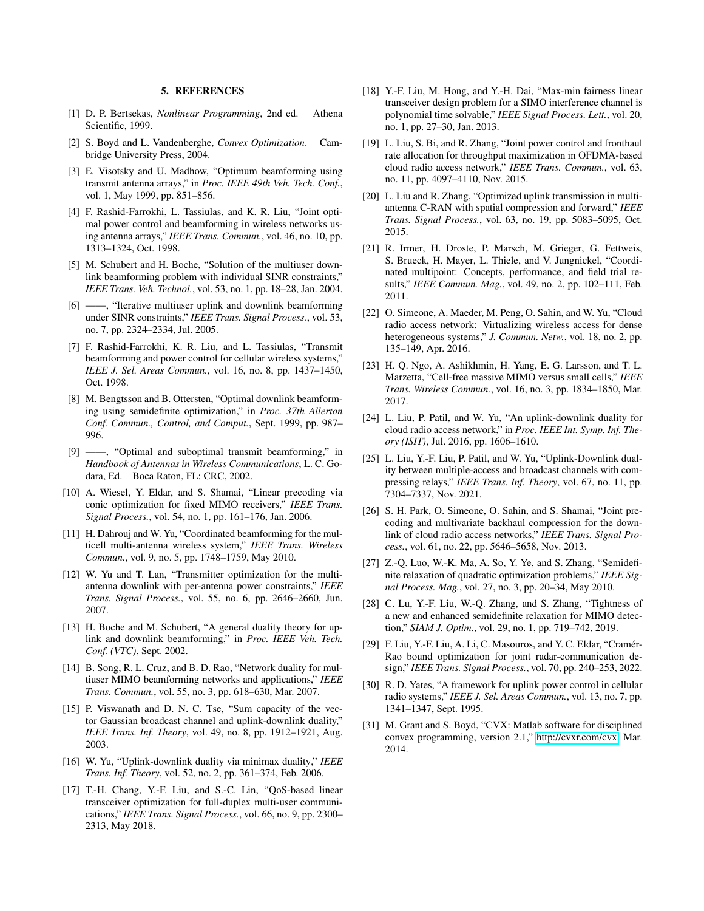## 5. REFERENCES

[1] D. P. Bertsekas, *Nonlinear Programming*, 2nd ed. Athena Scientific, 1999.

[2] S. Boyd and L. Vandenberghe, *Convex Optimization*. Cambridge University Press, 2004.

[3] E. Visotsky and U. Madhow, "Optimum beamforming using transmit antenna arrays," in *Proc. IEEE 49th Veh. Tech. Conf.*, vol. 1, May 1999, pp. 851–856.

[4] F. Rashid-Farrokhi, L. Tassiulas, and K. R. Liu, "Joint optimal power control and beamforming in wireless networks using antenna arrays," *IEEE Trans. Commun.*, vol. 46, no. 10, pp. 1313–1324, Oct. 1998.

[5] M. Schubert and H. Boche, "Solution of the multiuser downlink beamforming problem with individual SINR constraints," *IEEE Trans. Veh. Technol.*, vol. 53, no. 1, pp. 18–28, Jan. 2004.

[6] ——, "Iterative multiuser uplink and downlink beamforming under SINR constraints," *IEEE Trans. Signal Process.*, vol. 53, no. 7, pp. 2324–2334, Jul. 2005.

[7] F. Rashid-Farrokhi, K. R. Liu, and L. Tassiulas, "Transmit beamforming and power control for cellular wireless systems," *IEEE J. Sel. Areas Commun.*, vol. 16, no. 8, pp. 1437–1450, Oct. 1998.

[8] M. Bengtsson and B. Ottersten, "Optimal downlink beamforming using semidefinite optimization," in *Proc. 37th Allerton Conf. Commun., Control, and Comput.*, Sept. 1999, pp. 987–996.

[9] ——, "Optimal and suboptimal transmit beamforming," in *Handbook of Antennas in Wireless Communications*, L. C. Godara, Ed. Boca Raton, FL: CRC, 2002.

[10] A. Wiesel, Y. Eldar, and S. Shamai, "Linear precoding via conic optimization for fixed MIMO receivers," *IEEE Trans. Signal Process.*, vol. 54, no. 1, pp. 161–176, Jan. 2006.

[11] H. Dahrouj and W. Yu, "Coordinated beamforming for the multicell multi-antenna wireless system," *IEEE Trans. Wireless Commun.*, vol. 9, no. 5, pp. 1748–1759, May 2010.

[12] W. Yu and T. Lan, "Transmitter optimization for the multi-antenna downlink with per-antenna power constraints," *IEEE Trans. Signal Process.*, vol. 55, no. 6, pp. 2646–2660, Jun. 2007.

[13] H. Boche and M. Schubert, "A general duality theory for uplink and downlink beamforming," in *Proc. IEEE Veh. Tech. Conf. (VTC)*, Sept. 2002.

[14] B. Song, R. L. Cruz, and B. D. Rao, "Network duality for multiuser MIMO beamforming networks and applications," *IEEE Trans. Commun.*, vol. 55, no. 3, pp. 618–630, Mar. 2007.

[15] P. Viswanath and D. N. C. Tse, "Sum capacity of the vector Gaussian broadcast channel and uplink-downlink duality," *IEEE Trans. Inf. Theory*, vol. 49, no. 8, pp. 1912–1921, Aug. 2003.

[16] W. Yu, "Uplink-downlink duality via minimax duality," *IEEE Trans. Inf. Theory*, vol. 52, no. 2, pp. 361–374, Feb. 2006.

[17] T.-H. Chang, Y.-F. Liu, and S.-C. Lin, "QoS-based linear transceiver optimization for full-duplex multi-user communications," *IEEE Trans. Signal Process.*, vol. 66, no. 9, pp. 2300–2313, May 2018.

[18] Y.-F. Liu, M. Hong, and Y.-H. Dai, "Max-min fairness linear transceiver design problem for a SIMO interference channel is polynomial time solvable," *IEEE Signal Process. Lett.*, vol. 20, no. 1, pp. 27–30, Jan. 2013.

[19] L. Liu, S. Bi, and R. Zhang, "Joint power control and fronthaul rate allocation for throughput maximization in OFDMA-based cloud radio access network," *IEEE Trans. Commun.*, vol. 63, no. 11, pp. 4097–4110, Nov. 2015.

[20] L. Liu and R. Zhang, "Optimized uplink transmission in multi-antenna C-RAN with spatial compression and forward," *IEEE Trans. Signal Process.*, vol. 63, no. 19, pp. 5083–5095, Oct. 2015.

[21] R. Irmer, H. Droste, P. Marsch, M. Grieger, G. Fettweis, S. Brueck, H. Mayer, L. Thiele, and V. Jungnickel, "Coordinated multipoint: Concepts, performance, and field trial results," *IEEE Commun. Mag.*, vol. 49, no. 2, pp. 102–111, Feb. 2011.

[22] O. Simeone, A. Maeder, M. Peng, O. Sahin, and W. Yu, "Cloud radio access network: Virtualizing wireless access for dense heterogeneous systems," *J. Commun. Netw.*, vol. 18, no. 2, pp. 135–149, Apr. 2016.

[23] H. Q. Ngo, A. Ashikhmin, H. Yang, E. G. Larsson, and T. L. Marzetta, "Cell-free massive MIMO versus small cells," *IEEE Trans. Wireless Commun.*, vol. 16, no. 3, pp. 1834–1850, Mar. 2017.

[24] L. Liu, P. Patil, and W. Yu, "An uplink-downlink duality for cloud radio access network," in *Proc. IEEE Int. Symp. Inf. Theory (ISIT)*, Jul. 2016, pp. 1606–1610.

[25] L. Liu, Y.-F. Liu, P. Patil, and W. Yu, "Uplink-Downlink duality between multiple-access and broadcast channels with compressing relays," *IEEE Trans. Inf. Theory*, vol. 67, no. 11, pp. 7304–7337, Nov. 2021.

[26] S. H. Park, O. Simeone, O. Sahin, and S. Shamai, "Joint precoding and multivariate backhaul compression for the downlink of cloud radio access networks," *IEEE Trans. Signal Process.*, vol. 61, no. 22, pp. 5646–5658, Nov. 2013.

[27] Z.-Q. Luo, W.-K. Ma, A. So, Y. Ye, and S. Zhang, "Semidefinite relaxation of quadratic optimization problems," *IEEE Signal Process. Mag.*, vol. 27, no. 3, pp. 20–34, May 2010.

[28] C. Lu, Y.-F. Liu, W.-Q. Zhang, and S. Zhang, "Tightness of a new and enhanced semidefinite relaxation for MIMO detection," *SIAM J. Optim.*, vol. 29, no. 1, pp. 719–742, 2019.

[29] F. Liu, Y.-F. Liu, A. Li, C. Masouros, and Y. C. Eldar, "Cramér-Rao bound optimization for joint radar-communication design," *IEEE Trans. Signal Process.*, vol. 70, pp. 240–253, 2022.

[30] R. D. Yates, "A framework for uplink power control in cellular radio systems," *IEEE J. Sel. Areas Commun.*, vol. 13, no. 7, pp. 1341–1347, Sept. 1995.

[31] M. Grant and S. Boyd, "CVX: Matlab software for disciplined convex programming, version 2.1," http://cvxr.com/cvx, Mar. 2014.